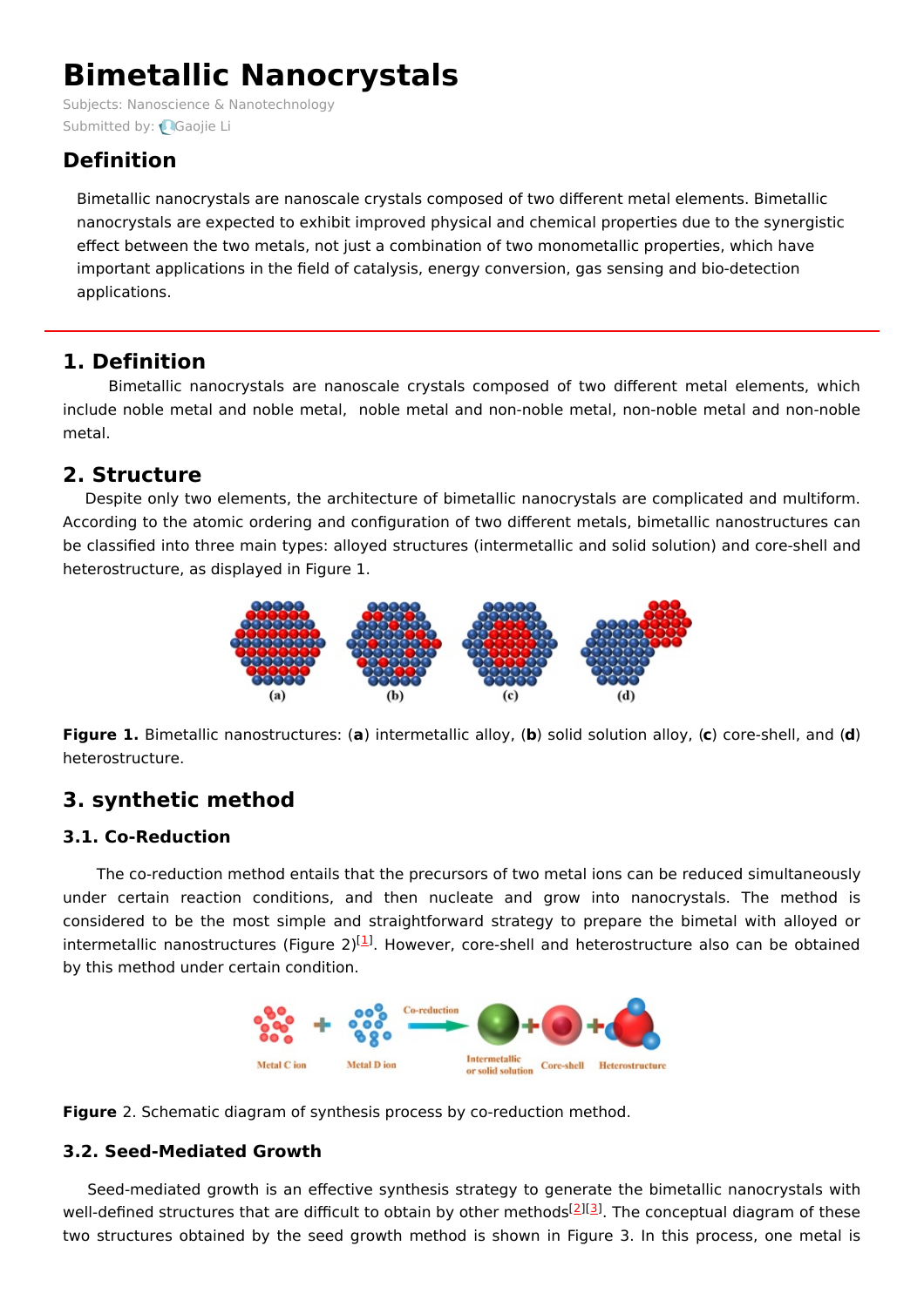# Bimetallic Nanocrystals

Subjects: Nanoscience & Nanotechnology

Submitted by: Gaojie Li

## Definition

Bimetallic nanocrystals are nanoscale crystals composed of two different metal elements. Bimetallic nanocrystals are expected to exhibit improved physical and chemical properties due to the synergistic effect between the two metals, not just a combination of two monometallic properties, which have important applications in the field of catalysis, energy conversion, gas sensing and bio-detection applications.

## 1. Definition

Bimetallic nanocrystals are nanoscale crystals composed of two different metal elements, which include noble metal and noble metal, noble metal and non-noble metal, non-noble metal and non-noble metal.

## 2. Structure

Despite only two elements, the architecture of bimetallic nanocrystals are complicated and multiform. According to the atomic ordering and configuration of two different metals, bimetallic nanostructures can be classified into three main types: alloyed structures (intermetallic and solid solution) and core-shell and heterostructure, as displayed in Figure 1.

**Figure 1.** Bimetallic nanostructures: (**a**) intermetallic alloy, (**b**) solid solution alloy, (**c**) core-shell, and (**d**) heterostructure.

## 3. synthetic method

### 3.1. Co-Reduction

The co-reduction method entails that the precursors of two metal ions can be reduced simultaneously under certain reaction conditions, and then nucleate and grow into nanocrystals. The method is considered to be the most simple and straightforward strategy to prepare the bimetal with alloyed or intermetallic nanostructures (Figure 2)[1]. However, core-shell and heterostructure also can be obtained by this method under certain condition.

**Figure** 2. Schematic diagram of synthesis process by co-reduction method.

### 3.2. Seed-Mediated Growth

Seed-mediated growth is an effective synthesis strategy to generate the bimetallic nanocrystals with well-defined structures that are difficult to obtain by other methods[2][3]. The conceptual diagram of these two structures obtained by the seed growth method is shown in Figure 3. In this process, one metal is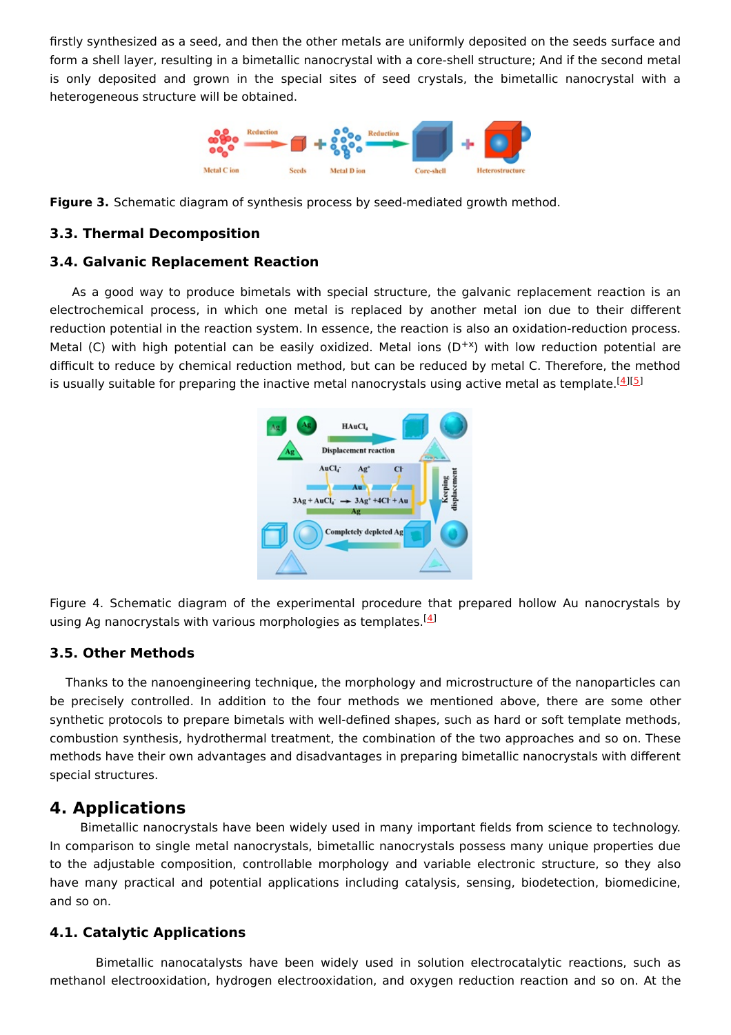firstly synthesized as a seed, and then the other metals are uniformly deposited on the seeds surface and form a shell layer, resulting in a bimetallic nanocrystal with a core-shell structure; And if the second metal is only deposited and grown in the special sites of seed crystals, the bimetallic nanocrystal with a heterogeneous structure will be obtained.

**Figure 3.** Schematic diagram of synthesis process by seed-mediated growth method.

### 3.3. Thermal Decomposition

### 3.4. Galvanic Replacement Reaction

As a good way to produce bimetals with special structure, the galvanic replacement reaction is an electrochemical process, in which one metal is replaced by another metal ion due to their different reduction potential in the reaction system. In essence, the reaction is also an oxidation-reduction process. Metal (C) with high potential can be easily oxidized. Metal ions ($D^{+x}$) with low reduction potential are difficult to reduce by chemical reduction method, but can be reduced by metal C. Therefore, the method is usually suitable for preparing the inactive metal nanocrystals using active metal as template.[4][5]

Figure 4. Schematic diagram of the experimental procedure that prepared hollow Au nanocrystals by using Ag nanocrystals with various morphologies as templates.[4]

### 3.5. Other Methods

Thanks to the nanoengineering technique, the morphology and microstructure of the nanoparticles can be precisely controlled. In addition to the four methods we mentioned above, there are some other synthetic protocols to prepare bimetals with well-defined shapes, such as hard or soft template methods, combustion synthesis, hydrothermal treatment, the combination of the two approaches and so on. These methods have their own advantages and disadvantages in preparing bimetallic nanocrystals with different special structures.

## 4. Applications

Bimetallic nanocrystals have been widely used in many important fields from science to technology. In comparison to single metal nanocrystals, bimetallic nanocrystals possess many unique properties due to the adjustable composition, controllable morphology and variable electronic structure, so they also have many practical and potential applications including catalysis, sensing, biodetection, biomedicine, and so on.

### 4.1. Catalytic Applications

Bimetallic nanocatalysts have been widely used in solution electrocatalytic reactions, such as methanol electrooxidation, hydrogen electrooxidation, and oxygen reduction reaction and so on. At the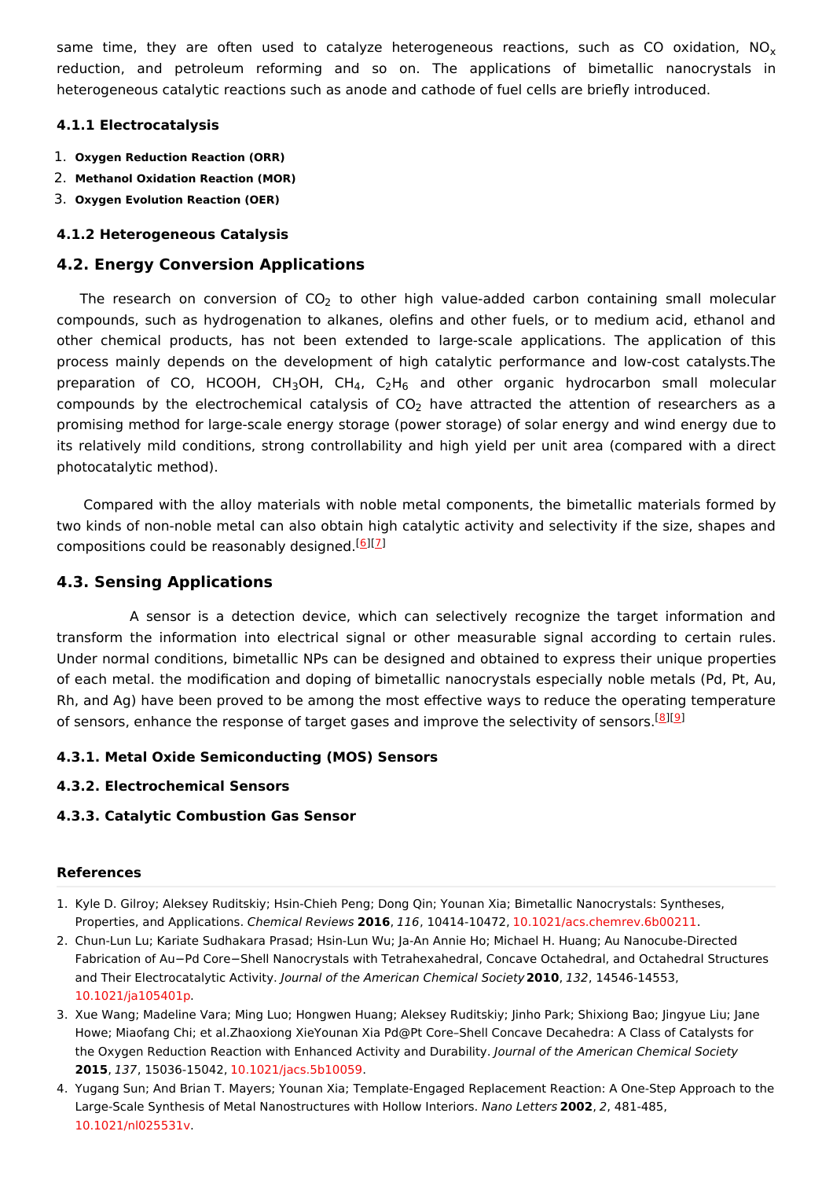same time, they are often used to catalyze heterogeneous reactions, such as CO oxidation, $NO_x$ reduction, and petroleum reforming and so on. The applications of bimetallic nanocrystals in heterogeneous catalytic reactions such as anode and cathode of fuel cells are briefly introduced.

### 4.1.1 Electrocatalysis

1. **Oxygen Reduction Reaction (ORR)**
2. **Methanol Oxidation Reaction (MOR)**
3. **Oxygen Evolution Reaction (OER)**

### 4.1.2 Heterogeneous Catalysis

## 4.2. Energy Conversion Applications

The research on conversion of $CO_2$ to other high value-added carbon containing small molecular compounds, such as hydrogenation to alkanes, olefins and other fuels, or to medium acid, ethanol and other chemical products, has not been extended to large-scale applications. The application of this process mainly depends on the development of high catalytic performance and low-cost catalysts.The preparation of CO, HCOOH, $CH_3OH$, $CH_4$, $C_2H_6$ and other organic hydrocarbon small molecular compounds by the electrochemical catalysis of $CO_2$ have attracted the attention of researchers as a promising method for large-scale energy storage (power storage) of solar energy and wind energy due to its relatively mild conditions, strong controllability and high yield per unit area (compared with a direct photocatalytic method).

Compared with the alloy materials with noble metal components, the bimetallic materials formed by two kinds of non-noble metal can also obtain high catalytic activity and selectivity if the size, shapes and compositions could be reasonably designed.[6][7]

## 4.3. Sensing Applications

A sensor is a detection device, which can selectively recognize the target information and transform the information into electrical signal or other measurable signal according to certain rules. Under normal conditions, bimetallic NPs can be designed and obtained to express their unique properties of each metal. the modification and doping of bimetallic nanocrystals especially noble metals (Pd, Pt, Au, Rh, and Ag) have been proved to be among the most effective ways to reduce the operating temperature of sensors, enhance the response of target gases and improve the selectivity of sensors.[8][9]

### 4.3.1. Metal Oxide Semiconducting (MOS) Sensors

### 4.3.2. Electrochemical Sensors

### 4.3.3. Catalytic Combustion Gas Sensor

### References

1. Kyle D. Gilroy; Aleksey Ruditskiy; Hsin-Chieh Peng; Dong Qin; Younan Xia; Bimetallic Nanocrystals: Syntheses, Properties, and Applications. *Chemical Reviews* **2016**, *116*, 10414-10472, 10.1021/acs.chemrev.6b00211.
2. Chun-Lun Lu; Kariate Sudhakara Prasad; Hsin-Lun Wu; Ja-An Annie Ho; Michael H. Huang; Au Nanocube-Directed Fabrication of Au−Pd Core−Shell Nanocrystals with Tetrahexahedral, Concave Octahedral, and Octahedral Structures and Their Electrocatalytic Activity. *Journal of the American Chemical Society* **2010**, *132*, 14546-14553, 10.1021/ja105401p.
3. Xue Wang; Madeline Vara; Ming Luo; Hongwen Huang; Aleksey Ruditskiy; Jinho Park; Shixiong Bao; Jingyue Liu; Jane Howe; Miaofang Chi; et al.Zhaoxiong XieYounan Xia Pd@Pt Core–Shell Concave Decahedra: A Class of Catalysts for the Oxygen Reduction Reaction with Enhanced Activity and Durability. *Journal of the American Chemical Society* **2015**, *137*, 15036-15042, 10.1021/jacs.5b10059.
4. Yugang Sun; And Brian T. Mayers; Younan Xia; Template-Engaged Replacement Reaction: A One-Step Approach to the Large-Scale Synthesis of Metal Nanostructures with Hollow Interiors. *Nano Letters* **2002**, *2*, 481-485, 10.1021/nl025531v.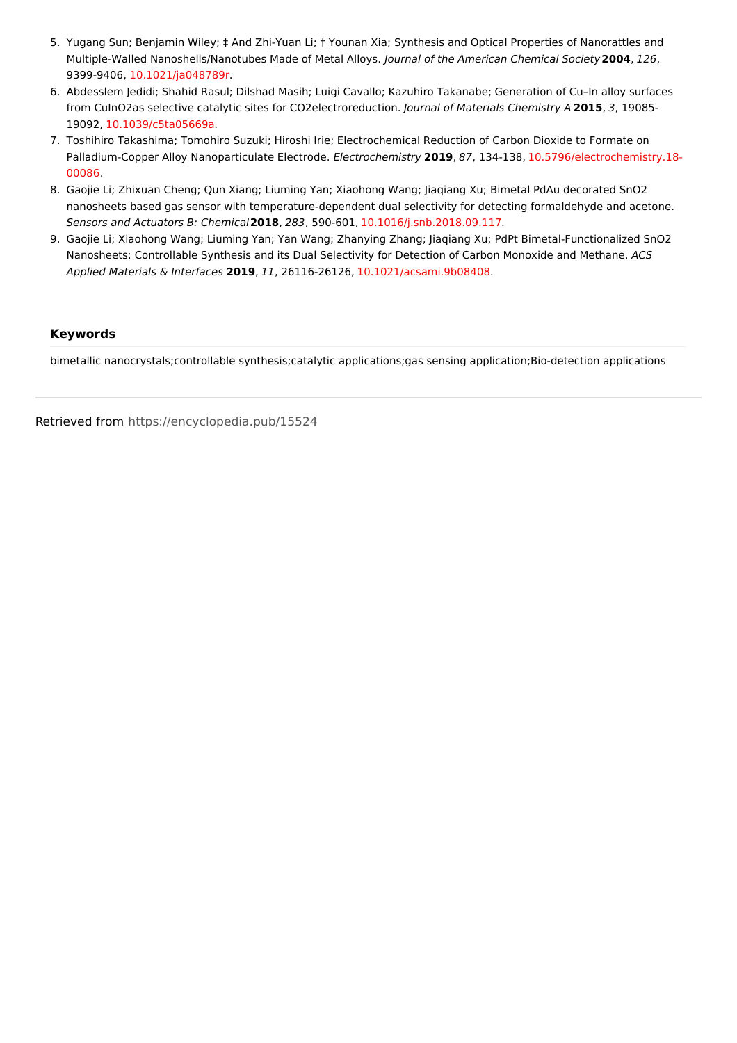5. Yugang Sun; Benjamin Wiley; ‡ And Zhi-Yuan Li; † Younan Xia; Synthesis and Optical Properties of Nanorattles and Multiple-Walled Nanoshells/Nanotubes Made of Metal Alloys. *Journal of the American Chemical Society* **2004**, *126*, 9399-9406, 10.1021/ja048789r.
6. Abdesslem Jedidi; Shahid Rasul; Dilshad Masih; Luigi Cavallo; Kazuhiro Takanabe; Generation of Cu–In alloy surfaces from CuInO2as selective catalytic sites for CO2electroreduction. *Journal of Materials Chemistry A* **2015**, *3*, 19085-19092, 10.1039/c5ta05669a.
7. Toshihiro Takashima; Tomohiro Suzuki; Hiroshi Irie; Electrochemical Reduction of Carbon Dioxide to Formate on Palladium-Copper Alloy Nanoparticulate Electrode. *Electrochemistry* **2019**, *87*, 134-138, 10.5796/electrochemistry.18-00086.
8. Gaojie Li; Zhixuan Cheng; Qun Xiang; Liuming Yan; Xiaohong Wang; Jiaqiang Xu; Bimetal PdAu decorated SnO2 nanosheets based gas sensor with temperature-dependent dual selectivity for detecting formaldehyde and acetone. *Sensors and Actuators B: Chemical* **2018**, *283*, 590-601, 10.1016/j.snb.2018.09.117.
9. Gaojie Li; Xiaohong Wang; Liuming Yan; Yan Wang; Zhanying Zhang; Jiaqiang Xu; PdPt Bimetal-Functionalized SnO2 Nanosheets: Controllable Synthesis and its Dual Selectivity for Detection of Carbon Monoxide and Methane. *ACS Applied Materials & Interfaces* **2019**, *11*, 26116-26126, 10.1021/acsami.9b08408.

### Keywords

bimetallic nanocrystals;controllable synthesis;catalytic applications;gas sensing application;Bio-detection applications

Retrieved from https://encyclopedia.pub/15524